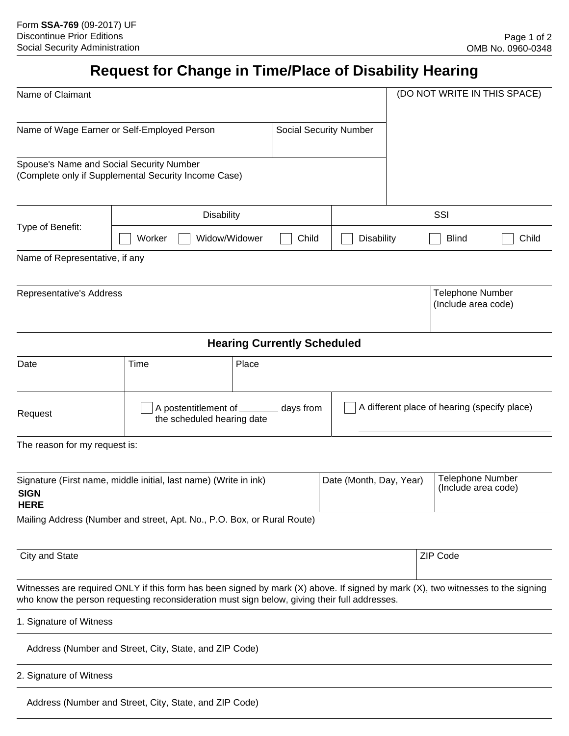Form **SSA-769** (09-2017) UF
Discontinue Prior Editions
Social Security Administration

OMB No. 0960-0348

# Request for Change in Time/Place of Disability Hearing

| Name of Claimant | | (DO NOT WRITE IN THIS SPACE) |
|---|---|---|
| Name of Wage Earner or Self-Employed Person | Social Security Number | |
| Spouse's Name and Social Security Number (Complete only if Supplemental Security Income Case) | | |

| Type of Benefit: | Disability | | | SSI | | |
|---|---|---|---|---|---|---|
| | ☐ Worker | ☐ Widow/Widower | ☐ Child | ☐ Disability | ☐ Blind | ☐ Child |

Name of Representative, if any

| Representative's Address | Telephone Number (Include area code) |
|---|---|
| | |

## Hearing Currently Scheduled

| Date | Time | Place |
|---|---|---|
| | | |

| Request | ☐ A postentitlement of _______ days from the scheduled hearing date | ☐ A different place of hearing (specify place) ____________ |
|---|---|---|

The reason for my request is:

| Signature (First name, middle initial, last name) (Write in ink) **SIGN HERE** | Date (Month, Day, Year) | Telephone Number (Include area code) |
|---|---|---|
| | | |

Mailing Address (Number and street, Apt. No., P.O. Box, or Rural Route)

| City and State | ZIP Code |
|---|---|
| | |

Witnesses are required ONLY if this form has been signed by mark (X) above. If signed by mark (X), two witnesses to the signing who know the person requesting reconsideration must sign below, giving their full addresses.

1. Signature of Witness

   Address (Number and Street, City, State, and ZIP Code)

2. Signature of Witness

   Address (Number and Street, City, State, and ZIP Code)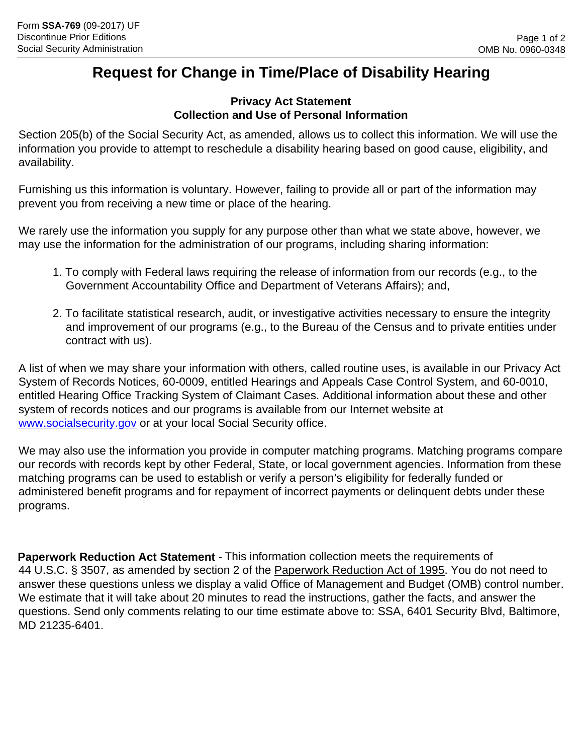# Request for Change in Time/Place of Disability Hearing

**Privacy Act Statement**
**Collection and Use of Personal Information**

Section 205(b) of the Social Security Act, as amended, allows us to collect this information. We will use the information you provide to attempt to reschedule a disability hearing based on good cause, eligibility, and availability.

Furnishing us this information is voluntary. However, failing to provide all or part of the information may prevent you from receiving a new time or place of the hearing.

We rarely use the information you supply for any purpose other than what we state above, however, we may use the information for the administration of our programs, including sharing information:

1. To comply with Federal laws requiring the release of information from our records (e.g., to the Government Accountability Office and Department of Veterans Affairs); and,

2. To facilitate statistical research, audit, or investigative activities necessary to ensure the integrity and improvement of our programs (e.g., to the Bureau of the Census and to private entities under contract with us).

A list of when we may share your information with others, called routine uses, is available in our Privacy Act System of Records Notices, 60-0009, entitled Hearings and Appeals Case Control System, and 60-0010, entitled Hearing Office Tracking System of Claimant Cases. Additional information about these and other system of records notices and our programs is available from our Internet website at www.socialsecurity.gov or at your local Social Security office.

We may also use the information you provide in computer matching programs. Matching programs compare our records with records kept by other Federal, State, or local government agencies. Information from these matching programs can be used to establish or verify a person's eligibility for federally funded or administered benefit programs and for repayment of incorrect payments or delinquent debts under these programs.

**Paperwork Reduction Act Statement** - This information collection meets the requirements of 44 U.S.C. § 3507, as amended by section 2 of the Paperwork Reduction Act of 1995. You do not need to answer these questions unless we display a valid Office of Management and Budget (OMB) control number. We estimate that it will take about 20 minutes to read the instructions, gather the facts, and answer the questions. Send only comments relating to our time estimate above to: SSA, 6401 Security Blvd, Baltimore, MD 21235-6401.